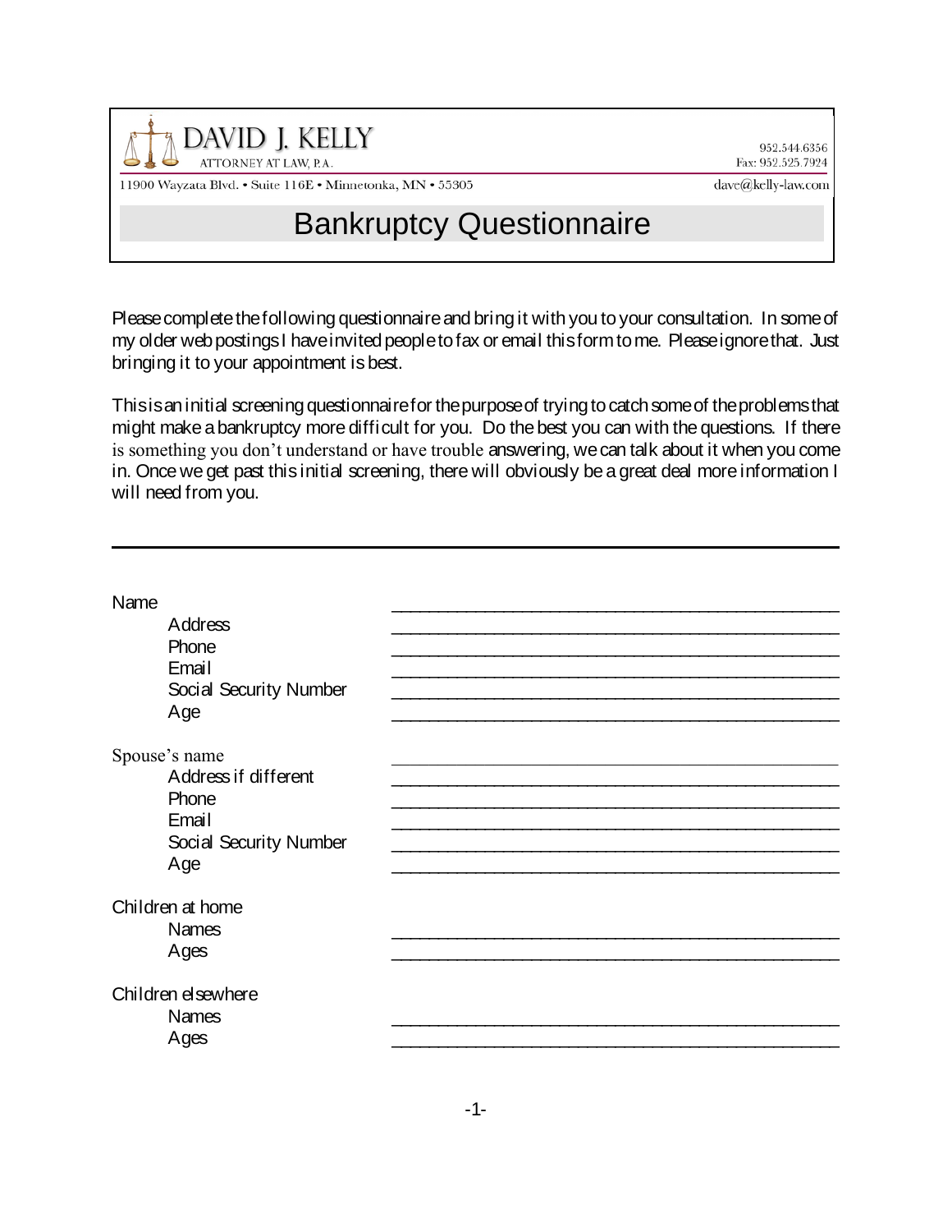DAVID J. KELLY
ATTORNEY AT LAW, P.A.

952.544.6356
Fax: 952.525.7924

11900 Wayzata Blvd. • Suite 116E • Minnetonka, MN • 55305

dave@kelly-law.com

# Bankruptcy Questionnaire

Please complete the following questionnaire and bring it with you to your consultation. In some of my older web postings I have invited people to fax or email this form to me. Please ignore that. Just bringing it to your appointment is best.

This is an initial screening questionnaire for the purpose of trying to catch some of the problems that might make a bankruptcy more difficult for you. Do the best you can with the questions. If there is something you don't understand or have trouble answering, we can talk about it when you come in. Once we get past this initial screening, there will obviously be a great deal more information I will need from you.

---

Name ______________________________________________

- Address ______________________________________________
- Phone ______________________________________________
- Email ______________________________________________
- Social Security Number ______________________________________________
- Age ______________________________________________

Spouse's name ______________________________________________

- Address if different ______________________________________________
- Phone ______________________________________________
- Email ______________________________________________
- Social Security Number ______________________________________________
- Age ______________________________________________

Children at home

- Names ______________________________________________
- Ages ______________________________________________

Children elsewhere

- Names ______________________________________________
- Ages ______________________________________________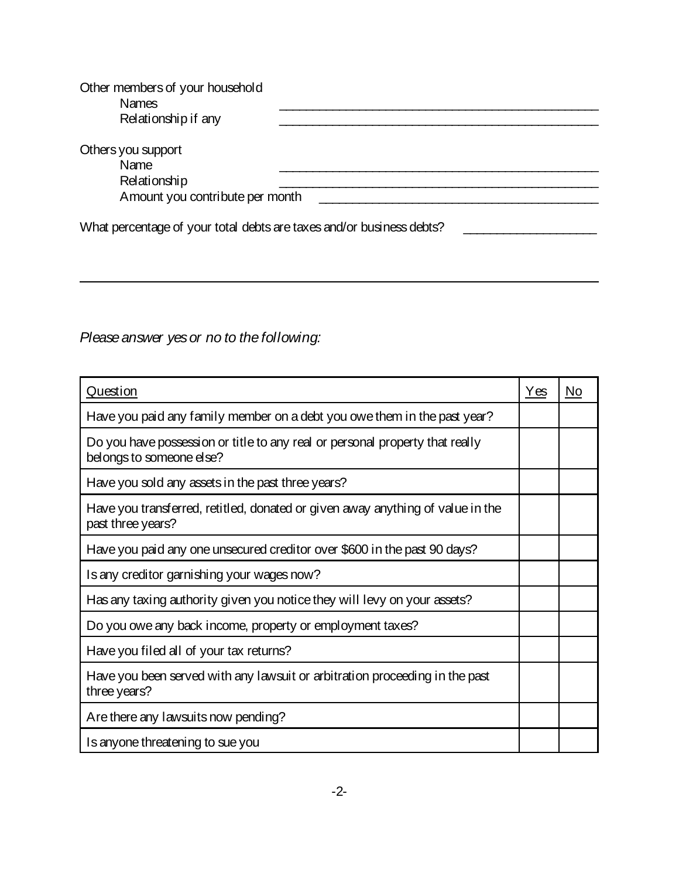Other members of your household

Names ______________________________________________

Relationship if any ______________________________________________

Others you support

Name ______________________________________________

Relationship ______________________________________________

Amount you contribute per month ________________________________________

What percentage of your total debts are taxes and/or business debts? ____________________

---

*Please answer yes or no to the following:*

| <u>Question</u> | <u>Yes</u> | <u>No</u> |
|---|---|---|
| Have you paid any family member on a debt you owe them in the past year? | | |
| Do you have possession or title to any real or personal property that really belongs to someone else? | | |
| Have you sold any assets in the past three years? | | |
| Have you transferred, retitled, donated or given away anything of value in the past three years? | | |
| Have you paid any one unsecured creditor over $600 in the past 90 days? | | |
| Is any creditor garnishing your wages now? | | |
| Has any taxing authority given you notice they will levy on your assets? | | |
| Do you owe any back income, property or employment taxes? | | |
| Have you filed all of your tax returns? | | |
| Have you been served with any lawsuit or arbitration proceeding in the past three years? | | |
| Are there any lawsuits now pending? | | |
| Is anyone threatening to sue you | | |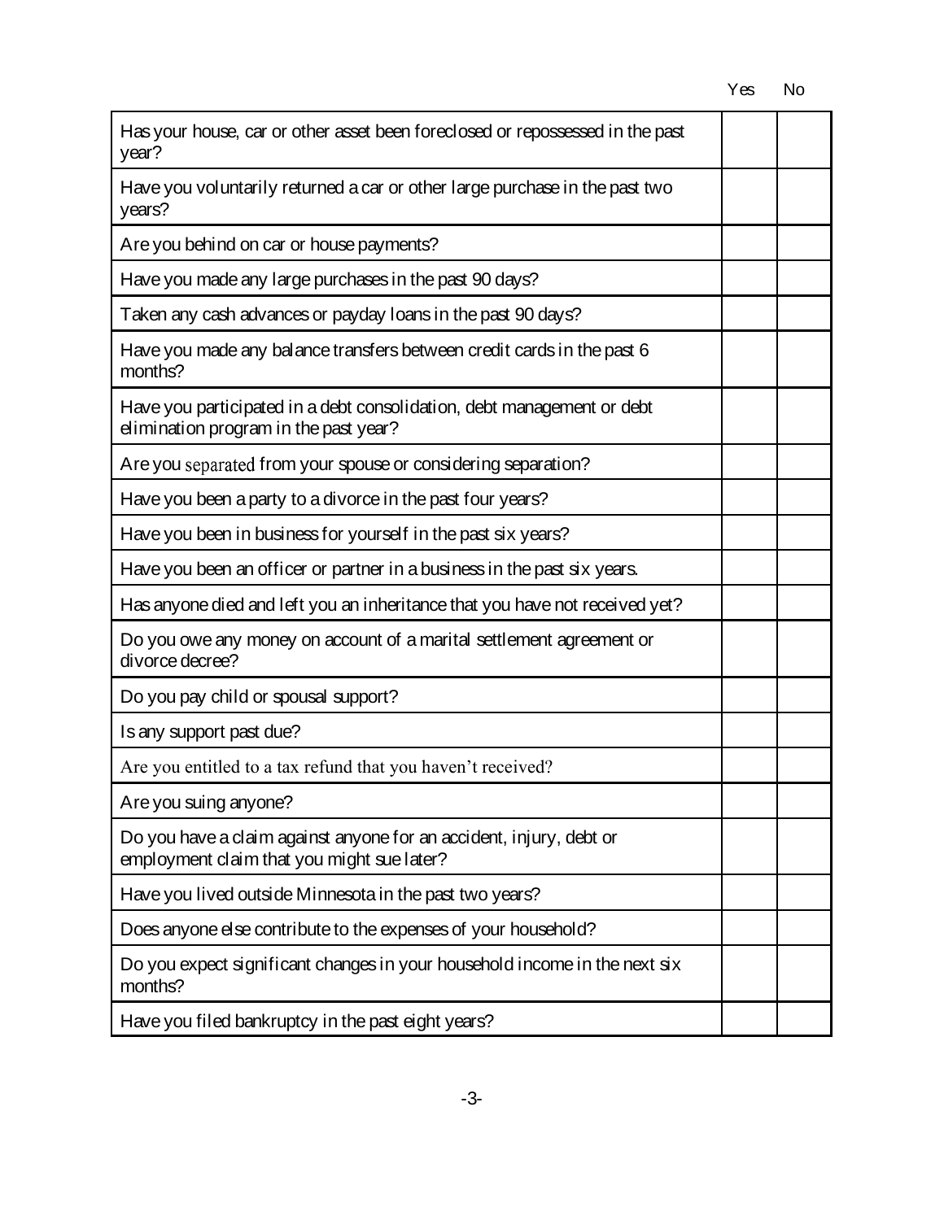| | Yes | No |
|---|---|---|
| Has your house, car or other asset been foreclosed or repossessed in the past year? | | |
| Have you voluntarily returned a car or other large purchase in the past two years? | | |
| Are you behind on car or house payments? | | |
| Have you made any large purchases in the past 90 days? | | |
| Taken any cash advances or payday loans in the past 90 days? | | |
| Have you made any balance transfers between credit cards in the past 6 months? | | |
| Have you participated in a debt consolidation, debt management or debt elimination program in the past year? | | |
| Are you separated from your spouse or considering separation? | | |
| Have you been a party to a divorce in the past four years? | | |
| Have you been in business for yourself in the past six years? | | |
| Have you been an officer or partner in a business in the past six years. | | |
| Has anyone died and left you an inheritance that you have not received yet? | | |
| Do you owe any money on account of a marital settlement agreement or divorce decree? | | |
| Do you pay child or spousal support? | | |
| Is any support past due? | | |
| Are you entitled to a tax refund that you haven't received? | | |
| Are you suing anyone? | | |
| Do you have a claim against anyone for an accident, injury, debt or employment claim that you might sue later? | | |
| Have you lived outside Minnesota in the past two years? | | |
| Does anyone else contribute to the expenses of your household? | | |
| Do you expect significant changes in your household income in the next six months? | | |
| Have you filed bankruptcy in the past eight years? | | |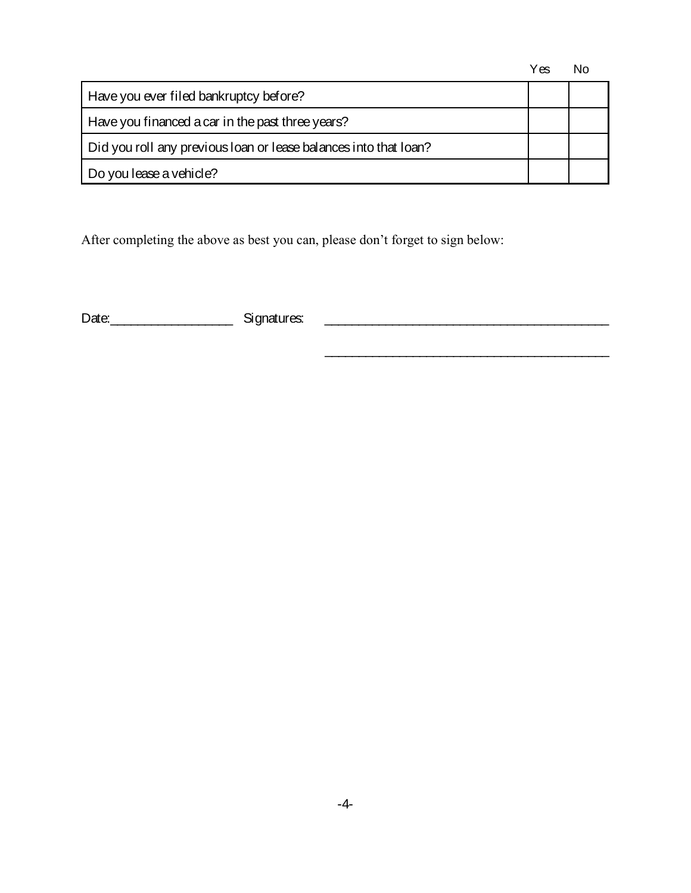| | Yes | No |
|---|---|---|
| Have you ever filed bankruptcy before? | | |
| Have you financed a car in the past three years? | | |
| Did you roll any previous loan or lease balances into that loan? | | |
| Do you lease a vehicle? | | |

After completing the above as best you can, please don't forget to sign below:

Date:__________________ Signatures: ___________________________________________

___________________________________________